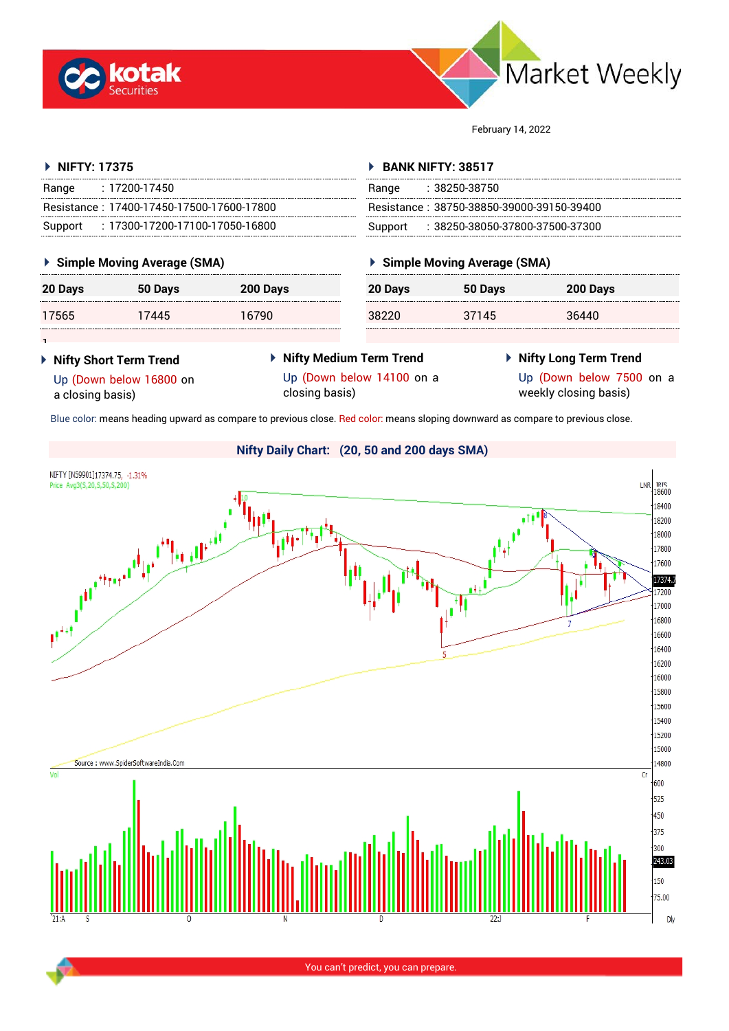# Market Weekly

February 14, 2022

## NIFTY: 17375

| | |
|---|---|
| Range | : 17200-17450 |
| Resistance | : 17400-17450-17500-17600-17800 |
| Support | : 17300-17200-17100-17050-16800 |

### Simple Moving Average (SMA)

| 20 Days | 50 Days | 200 Days |
|---|---|---|
| 17565 | 17445 | 16790 |

## BANK NIFTY: 38517

| | |
|---|---|
| Range | : 38250-38750 |
| Resistance | : 38750-38850-39000-39150-39400 |
| Support | : 38250-38050-37800-37500-37300 |

### Simple Moving Average (SMA)

| 20 Days | 50 Days | 200 Days |
|---|---|---|
| 38220 | 37145 | 36440 |

### Nifty Short Term Trend

Up (Down below 16800 on a closing basis)

### Nifty Medium Term Trend

Up (Down below 14100 on a closing basis)

### Nifty Long Term Trend

Up (Down below 7500 on a weekly closing basis)

Blue color: means heading upward as compare to previous close. Red color: means sloping downward as compare to previous close.

### Nifty Daily Chart: (20, 50 and 200 days SMA)

Source : www.SpiderSoftwareIndia.Com

You can't predict, you can prepare.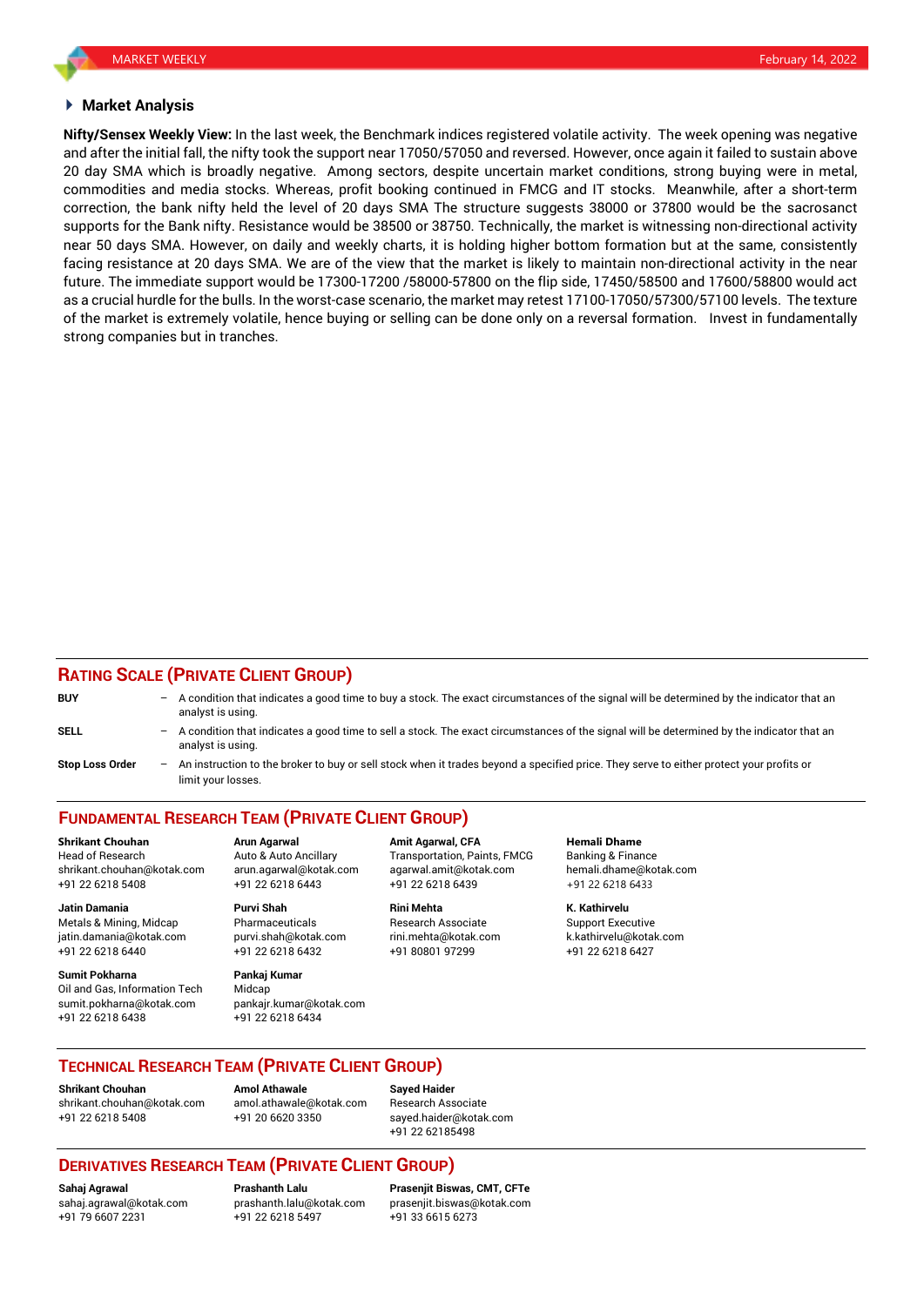## Market Analysis

**Nifty/Sensex Weekly View:** In the last week, the Benchmark indices registered volatile activity. The week opening was negative and after the initial fall, the nifty took the support near 17050/57050 and reversed. However, once again it failed to sustain above 20 day SMA which is broadly negative. Among sectors, despite uncertain market conditions, strong buying were in metal, commodities and media stocks. Whereas, profit booking continued in FMCG and IT stocks. Meanwhile, after a short-term correction, the bank nifty held the level of 20 days SMA The structure suggests 38000 or 37800 would be the sacrosanct supports for the Bank nifty. Resistance would be 38500 or 38750. Technically, the market is witnessing non-directional activity near 50 days SMA. However, on daily and weekly charts, it is holding higher bottom formation but at the same, consistently facing resistance at 20 days SMA. We are of the view that the market is likely to maintain non-directional activity in the near future. The immediate support would be 17300-17200 /58000-57800 on the flip side, 17450/58500 and 17600/58800 would act as a crucial hurdle for the bulls. In the worst-case scenario, the market may retest 17100-17050/57300/57100 levels. The texture of the market is extremely volatile, hence buying or selling can be done only on a reversal formation. Invest in fundamentally strong companies but in tranches.

## RATING SCALE (PRIVATE CLIENT GROUP)

**BUY** – A condition that indicates a good time to buy a stock. The exact circumstances of the signal will be determined by the indicator that an analyst is using.

**SELL** – A condition that indicates a good time to sell a stock. The exact circumstances of the signal will be determined by the indicator that an analyst is using.

**Stop Loss Order** – An instruction to the broker to buy or sell stock when it trades beyond a specified price. They serve to either protect your profits or limit your losses.

## FUNDAMENTAL RESEARCH TEAM (PRIVATE CLIENT GROUP)

**Shrikant Chouhan**
Head of Research
shrikant.chouhan@kotak.com
+91 22 6218 5408

**Arun Agarwal**
Auto & Auto Ancillary
arun.agarwal@kotak.com
+91 22 6218 6443

**Amit Agarwal, CFA**
Transportation, Paints, FMCG
agarwal.amit@kotak.com
+91 22 6218 6439

**Hemali Dhame**
Banking & Finance
hemali.dhame@kotak.com
+91 22 6218 6433

**Jatin Damania**
Metals & Mining, Midcap
jatin.damania@kotak.com
+91 22 6218 6440

**Purvi Shah**
Pharmaceuticals
purvi.shah@kotak.com
+91 22 6218 6432

**Rini Mehta**
Research Associate
rini.mehta@kotak.com
+91 80801 97299

**K. Kathirvelu**
Support Executive
k.kathirvelu@kotak.com
+91 22 6218 6427

**Sumit Pokharna**
Oil and Gas, Information Tech
sumit.pokharna@kotak.com
+91 22 6218 6438

**Pankaj Kumar**
Midcap
pankajr.kumar@kotak.com
+91 22 6218 6434

## TECHNICAL RESEARCH TEAM (PRIVATE CLIENT GROUP)

**Shrikant Chouhan**
shrikant.chouhan@kotak.com
+91 22 6218 5408

**Amol Athawale**
amol.athawale@kotak.com
+91 20 6620 3350

**Sayed Haider**
Research Associate
sayed.haider@kotak.com
+91 22 62185498

## DERIVATIVES RESEARCH TEAM (PRIVATE CLIENT GROUP)

**Sahaj Agrawal**
sahaj.agrawal@kotak.com
+91 79 6607 2231

**Prashanth Lalu**
prashanth.lalu@kotak.com
+91 22 6218 5497

**Prasenjit Biswas, CMT, CFTe**
prasenjit.biswas@kotak.com
+91 33 6615 6273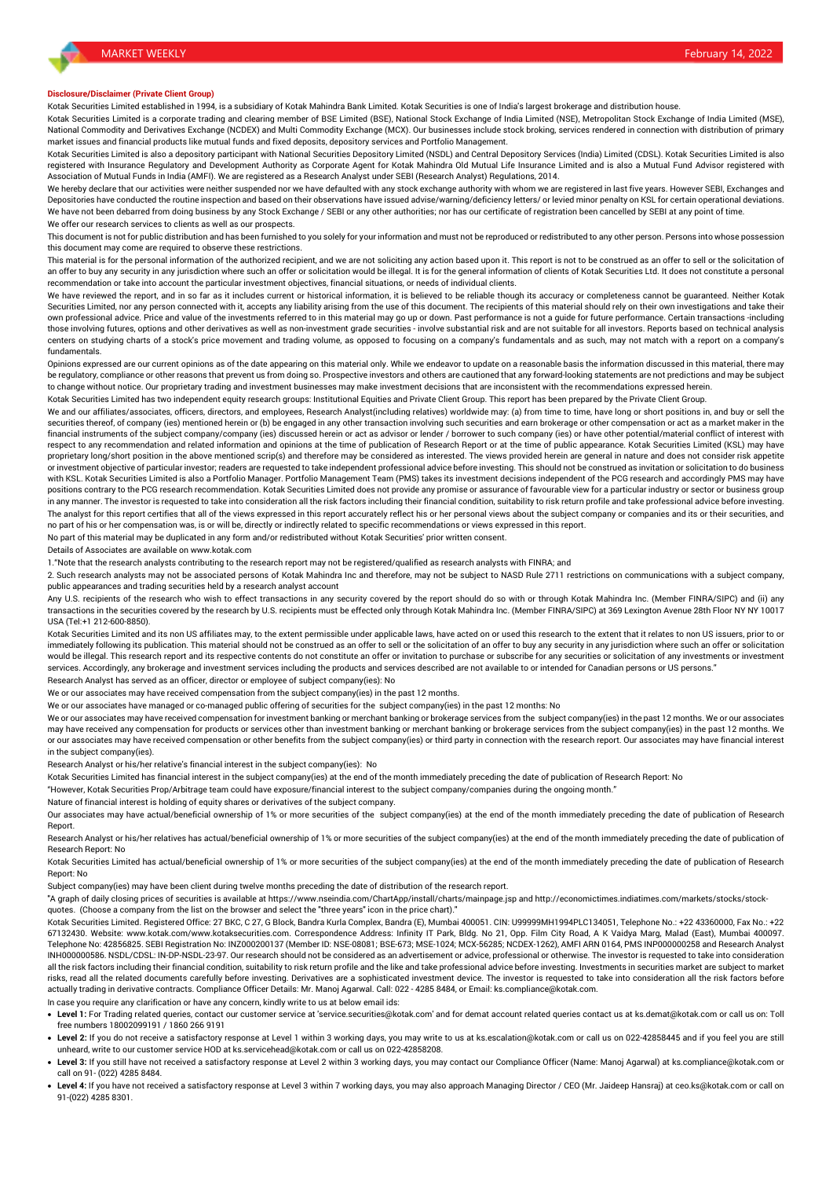**Disclosure/Disclaimer (Private Client Group)**

Kotak Securities Limited established in 1994, is a subsidiary of Kotak Mahindra Bank Limited. Kotak Securities is one of India's largest brokerage and distribution house.

Kotak Securities Limited is a corporate trading and clearing member of BSE Limited (BSE), National Stock Exchange of India Limited (NSE), Metropolitan Stock Exchange of India Limited (MSE), National Commodity and Derivatives Exchange (NCDEX) and Multi Commodity Exchange (MCX). Our businesses include stock broking, services rendered in connection with distribution of primary market issues and financial products like mutual funds and fixed deposits, depository services and Portfolio Management.

Kotak Securities Limited is also a depository participant with National Securities Depository Limited (NSDL) and Central Depository Services (India) Limited (CDSL). Kotak Securities Limited is also registered with Insurance Regulatory and Development Authority as Corporate Agent for Kotak Mahindra Old Mutual Life Insurance Limited and is also a Mutual Fund Advisor registered with Association of Mutual Funds in India (AMFI). We are registered as a Research Analyst under SEBI (Research Analyst) Regulations, 2014.

We hereby declare that our activities were neither suspended nor we have defaulted with any stock exchange authority with whom we are registered in last five years. However SEBI, Exchanges and Depositories have conducted the routine inspection and based on their observations have issued advise/warning/deficiency letters/ or levied minor penalty on KSL for certain operational deviations. We have not been debarred from doing business by any Stock Exchange / SEBI or any other authorities; nor has our certificate of registration been cancelled by SEBI at any point of time.

We offer our research services to clients as well as our prospects.

This document is not for public distribution and has been furnished to you solely for your information and must not be reproduced or redistributed to any other person. Persons into whose possession this document may come are required to observe these restrictions.

This material is for the personal information of the authorized recipient, and we are not soliciting any action based upon it. This report is not to be construed as an offer to sell or the solicitation of an offer to buy any security in any jurisdiction where such an offer or solicitation would be illegal. It is for the general information of clients of Kotak Securities Ltd. It does not constitute a personal recommendation or take into account the particular investment objectives, financial situations, or needs of individual clients.

We have reviewed the report, and in so far as it includes current or historical information, it is believed to be reliable though its accuracy or completeness cannot be guaranteed. Neither Kotak Securities Limited, nor any person connected with it, accepts any liability arising from the use of this document. The recipients of this material should rely on their own investigations and take their own professional advice. Price and value of the investments referred to in this material may go up or down. Past performance is not a guide for future performance. Certain transactions -including those involving futures, options and other derivatives as well as non-investment grade securities - involve substantial risk and are not suitable for all investors. Reports based on technical analysis centers on studying charts of a stock's price movement and trading volume, as opposed to focusing on a company's fundamentals and as such, may not match with a report on a company's fundamentals.

Opinions expressed are our current opinions as of the date appearing on this material only. While we endeavor to update on a reasonable basis the information discussed in this material, there may be regulatory, compliance or other reasons that prevent us from doing so. Prospective investors and others are cautioned that any forward-looking statements are not predictions and may be subject to change without notice. Our proprietary trading and investment businesses may make investment decisions that are inconsistent with the recommendations expressed herein.

Kotak Securities Limited has two independent equity research groups: Institutional Equities and Private Client Group. This report has been prepared by the Private Client Group.

We and our affiliates/associates, officers, directors, and employees, Research Analyst(including relatives) worldwide may: (a) from time to time, have long or short positions in, and buy or sell the securities thereof, of company (ies) mentioned herein or (b) be engaged in any other transaction involving such securities and earn brokerage or other compensation or act as a market maker in the financial instruments of the subject company/company (ies) discussed herein or act as advisor or lender / borrower to such company (ies) or have other potential/material conflict of interest with respect to any recommendation and related information and opinions at the time of publication of Research Report or at the time of public appearance. Kotak Securities Limited (KSL) may have proprietary long/short position in the above mentioned scrip(s) and therefore may be considered as interested. The views provided herein are general in nature and does not consider risk appetite or investment objective of particular investor; readers are requested to take independent professional advice before investing. This should not be construed as invitation or solicitation to do business with KSL. Kotak Securities Limited is also a Portfolio Manager. Portfolio Management Team (PMS) takes its investment decisions independent of the PCG research and accordingly PMS may have positions contrary to the PCG research recommendation. Kotak Securities Limited does not provide any promise or assurance of favourable view for a particular industry or sector or business group in any manner. The investor is requested to take into consideration all the risk factors including their financial condition, suitability to risk return profile and take professional advice before investing.

The analyst for this report certifies that all of the views expressed in this report accurately reflect his or her personal views about the subject company or companies and its or their securities, and no part of his or her compensation was, is or will be, directly or indirectly related to specific recommendations or views expressed in this report.

No part of this material may be duplicated in any form and/or redistributed without Kotak Securities' prior written consent.

Details of Associates are available on www.kotak.com

1."Note that the research analysts contributing to the research report may not be registered/qualified as research analysts with FINRA; and

2. Such research analysts may not be associated persons of Kotak Mahindra Inc and therefore, may not be subject to NASD Rule 2711 restrictions on communications with a subject company, public appearances and trading securities held by a research analyst account

Any U.S. recipients of the research who wish to effect transactions in any security covered by the report should do so with or through Kotak Mahindra Inc. (Member FINRA/SIPC) and (ii) any transactions in the securities covered by the research by U.S. recipients must be effected only through Kotak Mahindra Inc. (Member FINRA/SIPC) at 369 Lexington Avenue 28th Floor NY NY 10017 USA (Tel:+1 212-600-8850).

Kotak Securities Limited and its non US affiliates may, to the extent permissible under applicable laws, have acted on or used this research to the extent that it relates to non US issuers, prior to or immediately following its publication. This material should not be construed as an offer to sell or the solicitation of an offer to buy any security in any jurisdiction where such an offer or solicitation would be illegal. This research report and its respective contents do not constitute an offer or invitation to purchase or subscribe for any securities or solicitation of any investments or investment services. Accordingly, any brokerage and investment services including the products and services described are not available to or intended for Canadian persons or US persons."

Research Analyst has served as an officer, director or employee of subject company(ies): No

We or our associates may have received compensation from the subject company(ies) in the past 12 months.

We or our associates have managed or co-managed public offering of securities for the subject company(ies) in the past 12 months: No

We or our associates may have received compensation for investment banking or merchant banking or brokerage services from the subject company(ies) in the past 12 months. We or our associates may have received any compensation for products or services other than investment banking or merchant banking or brokerage services from the subject company(ies) in the past 12 months. We or our associates may have received compensation or other benefits from the subject company(ies) or third party in connection with the research report. Our associates may have financial interest in the subject company(ies).

Research Analyst or his/her relative's financial interest in the subject company(ies): No

Kotak Securities Limited has financial interest in the subject company(ies) at the end of the month immediately preceding the date of publication of Research Report: No

"However, Kotak Securities Prop/Arbitrage team could have exposure/financial interest to the subject company/companies during the ongoing month."

Nature of financial interest is holding of equity shares or derivatives of the subject company.

Our associates may have actual/beneficial ownership of 1% or more securities of the subject company(ies) at the end of the month immediately preceding the date of publication of Research Report.

Research Analyst or his/her relatives has actual/beneficial ownership of 1% or more securities of the subject company(ies) at the end of the month immediately preceding the date of publication of Research Report: No

Kotak Securities Limited has actual/beneficial ownership of 1% or more securities of the subject company(ies) at the end of the month immediately preceding the date of publication of Research Report: No

Subject company(ies) may have been client during twelve months preceding the date of distribution of the research report.

"A graph of daily closing prices of securities is available at https://www.nseindia.com/ChartApp/install/charts/mainpage.jsp and http://economictimes.indiatimes.com/markets/stocks/stock-quotes. (Choose a company from the list on the browser and select the "three years" icon in the price chart)."

Kotak Securities Limited. Registered Office: 27 BKC, C 27, G Block, Bandra Kurla Complex, Bandra (E), Mumbai 400051. CIN: U99999MH1994PLC134051, Telephone No.: +22 43360000, Fax No.: +22 67132430. Website: www.kotak.com/www.kotaksecurities.com. Correspondence Address: Infinity IT Park, Bldg. No 21, Opp. Film City Road, A K Vaidya Marg, Malad (East), Mumbai 400097. Telephone No: 42856825. SEBI Registration No: INZ000200137 (Member ID: NSE-08081; BSE-673; MSE-1024; MCX-56285; NCDEX-1262), AMFI ARN 0164, PMS INP000000258 and Research Analyst INH000000586. NSDL/CDSL: IN-DP-NSDL-23-97. Our research should not be considered as an advertisement or advice, professional or otherwise. The investor is requested to take into consideration all the risk factors including their financial condition, suitability to risk return profile and the like and take professional advice before investing. Investments in securities market are subject to market risks, read all the related documents carefully before investing. Derivatives are a sophisticated investment device. The investor is requested to take into consideration all the risk factors before actually trading in derivative contracts. Compliance Officer Details: Mr. Manoj Agarwal. Call: 022 - 4285 8484, or Email: ks.compliance@kotak.com.

In case you require any clarification or have any concern, kindly write to us at below email ids:

- **Level 1:** For Trading related queries, contact our customer service at 'service.securities@kotak.com' and for demat account related queries contact us at ks.demat@kotak.com or call us on: Toll free numbers 18002099191 / 1860 266 9191
- **Level 2:** If you do not receive a satisfactory response at Level 1 within 3 working days, you may write to us at ks.escalation@kotak.com or call us on 022-42858445 and if you feel you are still unheard, write to our customer service HOD at ks.servicehead@kotak.com or call us on 022-42858208.
- **Level 3:** If you still have not received a satisfactory response at Level 2 within 3 working days, you may contact our Compliance Officer (Name: Manoj Agarwal) at ks.compliance@kotak.com or call on 91- (022) 4285 8484.
- **Level 4:** If you have not received a satisfactory response at Level 3 within 7 working days, you may also approach Managing Director / CEO (Mr. Jaideep Hansraj) at ceo.ks@kotak.com or call on 91-(022) 4285 8301.